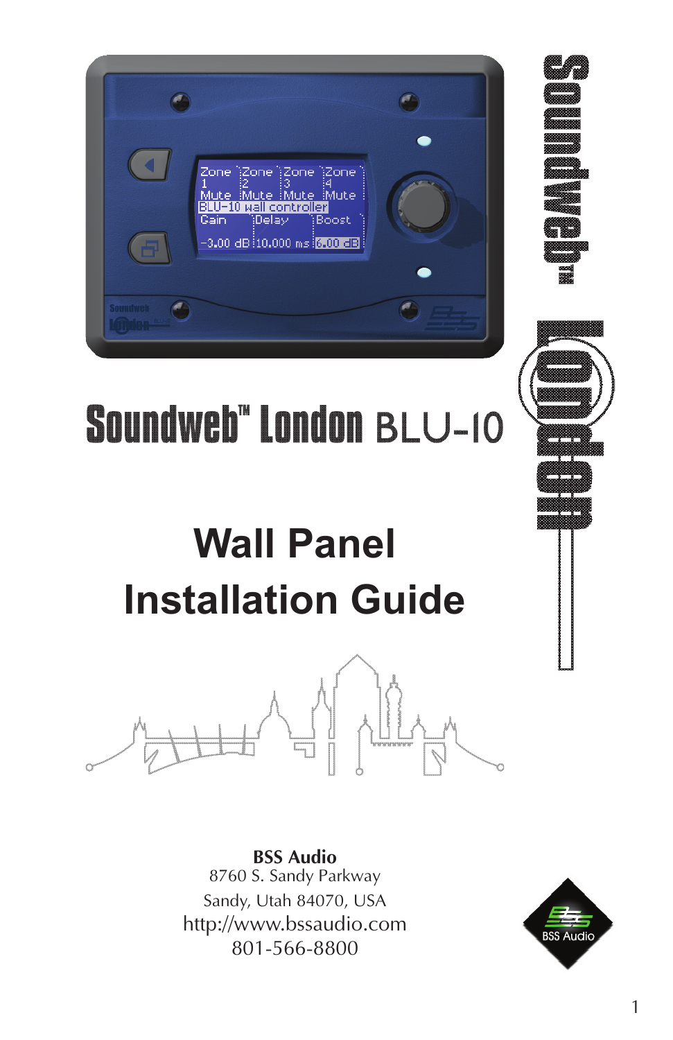# Soundweb™ London BLU-10

# Wall Panel Installation Guide

**BSS Audio**
8760 S. Sandy Parkway
Sandy, Utah 84070, USA
http://www.bssaudio.com
801-566-8800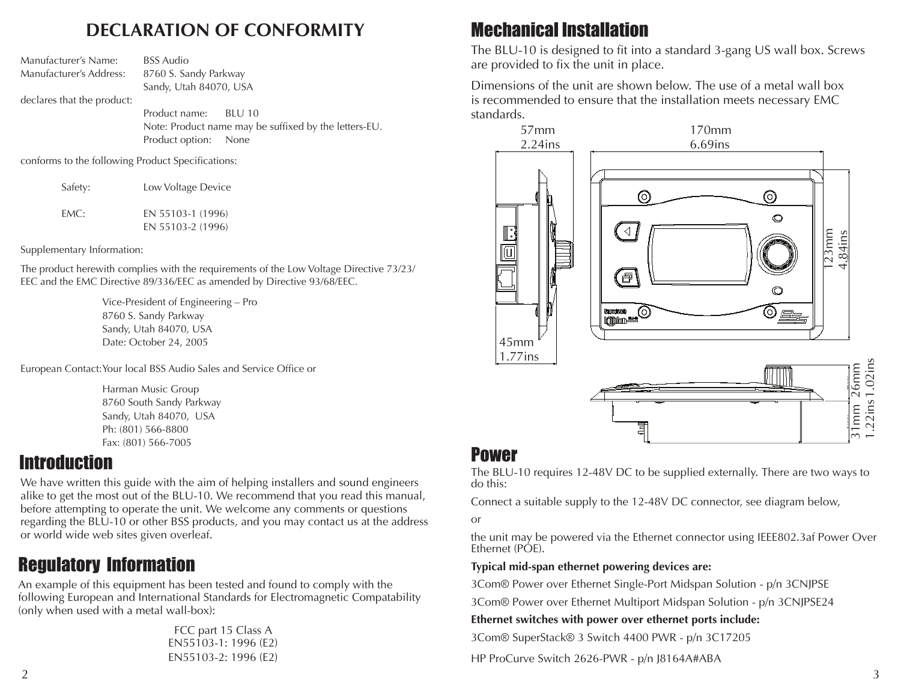# DECLARATION OF CONFORMITY

Manufacturer's Name: BSS Audio
Manufacturer's Address: 8760 S. Sandy Parkway
Sandy, Utah 84070, USA

declares that the product:

Product name: BLU 10
Note: Product name may be suffixed by the letters-EU.
Product option: None

conforms to the following Product Specifications:

Safety: Low Voltage Device

EMC: EN 55103-1 (1996)
EN 55103-2 (1996)

Supplementary Information:

The product herewith complies with the requirements of the Low Voltage Directive 73/23/EEC and the EMC Directive 89/336/EEC as amended by Directive 93/68/EEC.

Vice-President of Engineering – Pro
8760 S. Sandy Parkway
Sandy, Utah 84070, USA
Date: October 24, 2005

European Contact: Your local BSS Audio Sales and Service Office or

Harman Music Group
8760 South Sandy Parkway
Sandy, Utah 84070, USA
Ph: (801) 566-8800
Fax: (801) 566-7005

# Introduction

We have written this guide with the aim of helping installers and sound engineers alike to get the most out of the BLU-10. We recommend that you read this manual, before attempting to operate the unit. We welcome any comments or questions regarding the BLU-10 or other BSS products, and you may contact us at the address or world wide web sites given overleaf.

# Regulatory Information

An example of this equipment has been tested and found to comply with the following European and International Standards for Electromagnetic Compatability (only when used with a metal wall-box):

FCC part 15 Class A
EN55103-1: 1996 (E2)
EN55103-2: 1996 (E2)

# Mechanical Installation

The BLU-10 is designed to fit into a standard 3-gang US wall box. Screws are provided to fix the unit in place.

Dimensions of the unit are shown below. The use of a metal wall box is recommended to ensure that the installation meets necessary EMC standards.

57mm 2.24ins
170mm 6.69ins
123mm 4.84ins
45mm 1.77ins
31mm 1.22ins
26mm 1.02ins

# Power

The BLU-10 requires 12-48V DC to be supplied externally. There are two ways to do this:

Connect a suitable supply to the 12-48V DC connector, see diagram below,

or

the unit may be powered via the Ethernet connector using IEEE802.3af Power Over Ethernet (POE).

**Typical mid-span ethernet powering devices are:**

3Com® Power over Ethernet Single-Port Midspan Solution - p/n 3CNJPSE

3Com® Power over Ethernet Multiport Midspan Solution - p/n 3CNJPSE24

**Ethernet switches with power over ethernet ports include:**

3Com® SuperStack® 3 Switch 4400 PWR - p/n 3C17205

HP ProCurve Switch 2626-PWR - p/n J8164A#ABA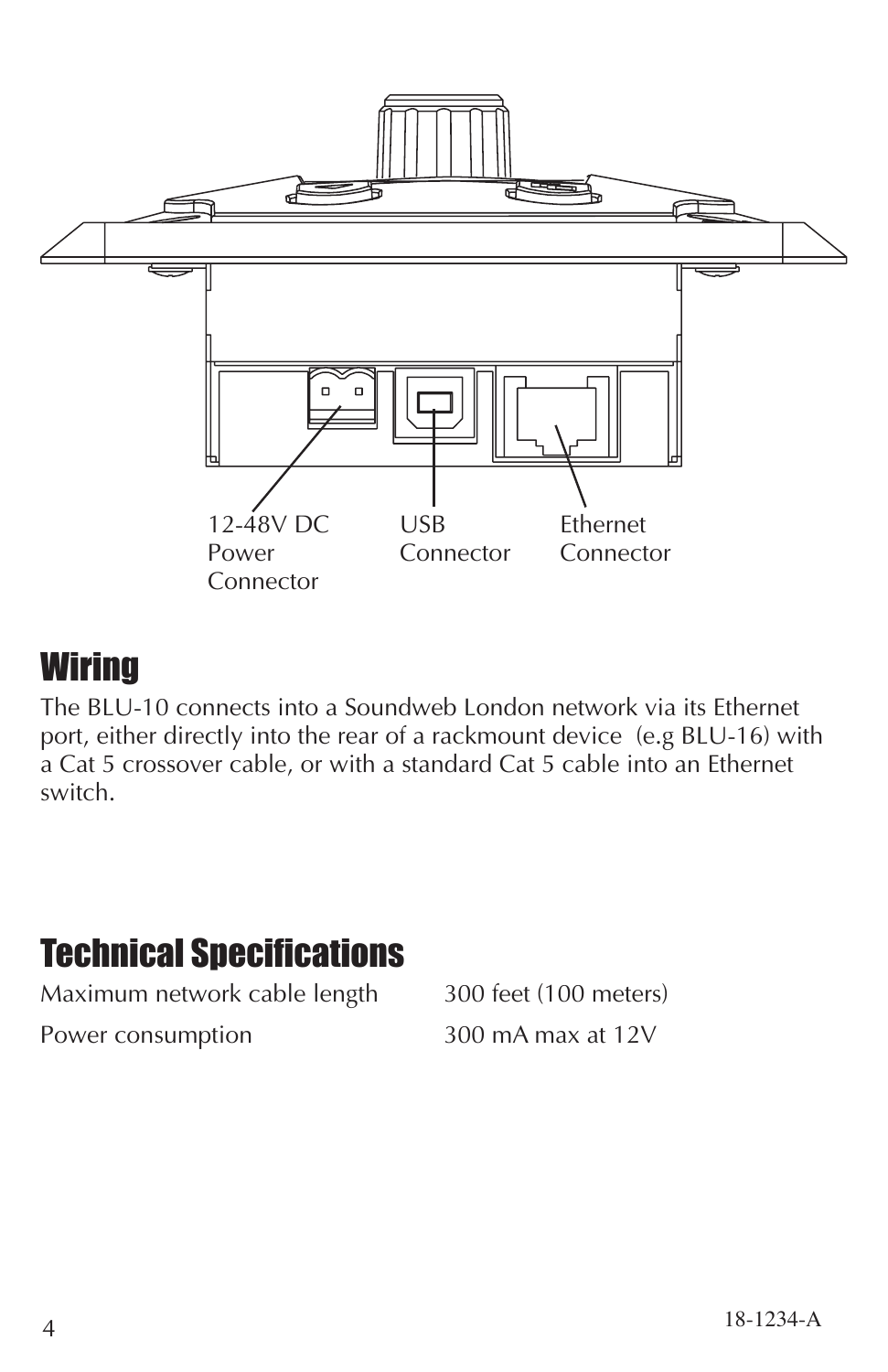12-48V DC Power Connector

USB Connector

Ethernet Connector

# Wiring

The BLU-10 connects into a Soundweb London network via its Ethernet port, either directly into the rear of a rackmount device (e.g BLU-16) with a Cat 5 crossover cable, or with a standard Cat 5 cable into an Ethernet switch.

# Technical Specifications

| | |
|---|---|
| Maximum network cable length | 300 feet (100 meters) |
| Power consumption | 300 mA max at 12V |

18-1234-A